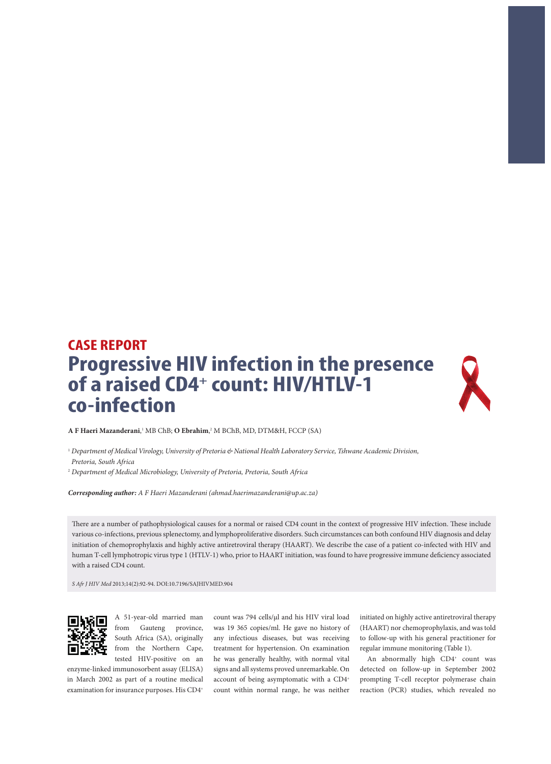CASE REPORT

# Progressive HIV infection in the presence of a raised CD4$^+$ count: HIV/HTLV-1 co-infection

**A F Haeri Mazanderani**,[1] MB ChB; **O Ebrahim**,[2] M BChB, MD, DTM&H, FCCP (SA)

[1] *Department of Medical Virology, University of Pretoria & National Health Laboratory Service, Tshwane Academic Division, Pretoria, South Africa*

[2] *Department of Medical Microbiology, University of Pretoria, Pretoria, South Africa*

***Corresponding author:*** *A F Haeri Mazanderani (ahmad.haerimazanderani@up.ac.za)*

There are a number of pathophysiological causes for a normal or raised CD4 count in the context of progressive HIV infection. These include various co-infections, previous splenectomy, and lymphoproliferative disorders. Such circumstances can both confound HIV diagnosis and delay initiation of chemoprophylaxis and highly active antiretroviral therapy (HAART). We describe the case of a patient co-infected with HIV and human T-cell lymphotropic virus type 1 (HTLV-1) who, prior to HAART initiation, was found to have progressive immune deficiency associated with a raised CD4 count.

*S Afr J HIV Med* 2013;14(2):92-94. DOI:10.7196/SAJHIVMED.904

A 51-year-old married man from Gauteng province, South Africa (SA), originally from the Northern Cape, tested HIV-positive on an enzyme-linked immunosorbent assay (ELISA) in March 2002 as part of a routine medical examination for insurance purposes. His CD4$^+$ count was 794 cells/µl and his HIV viral load was 19 365 copies/ml. He gave no history of any infectious diseases, but was receiving treatment for hypertension. On examination he was generally healthy, with normal vital signs and all systems proved unremarkable. On account of being asymptomatic with a CD4$^+$ count within normal range, he was neither initiated on highly active antiretroviral therapy (HAART) nor chemoprophylaxis, and was told to follow-up with his general practitioner for regular immune monitoring (Table 1).

An abnormally high CD4$^+$ count was detected on follow-up in September 2002 prompting T-cell receptor polymerase chain reaction (PCR) studies, which revealed no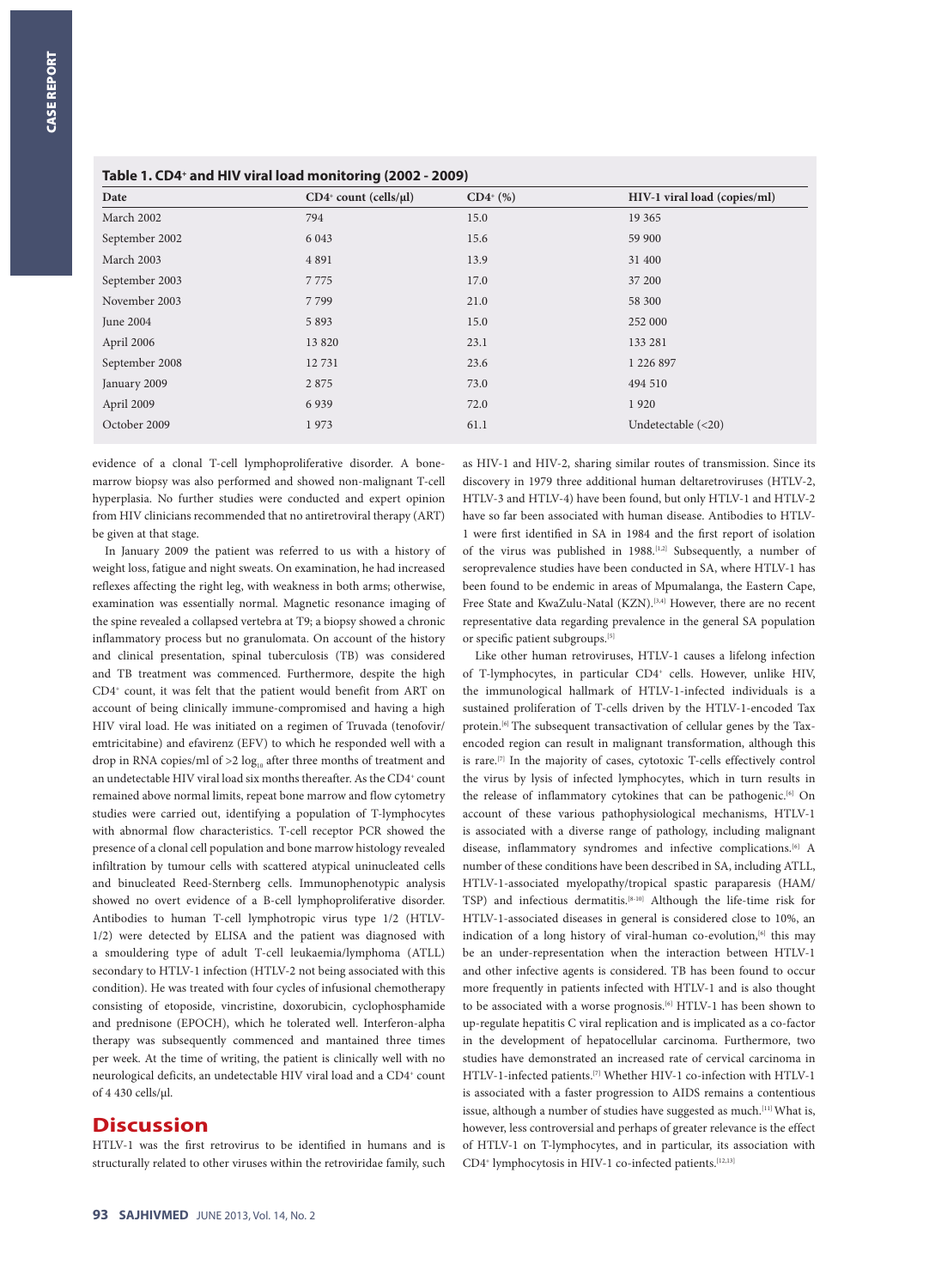**Table 1. CD4+ and HIV viral load monitoring (2002 - 2009)**

| Date | $CD4^+$ count (cells/µl) | $CD4^+$ (%) | HIV-1 viral load (copies/ml) |
|---|---|---|---|
| March 2002 | 794 | 15.0 | 19 365 |
| September 2002 | 6 043 | 15.6 | 59 900 |
| March 2003 | 4 891 | 13.9 | 31 400 |
| September 2003 | 7 775 | 17.0 | 37 200 |
| November 2003 | 7 799 | 21.0 | 58 300 |
| June 2004 | 5 893 | 15.0 | 252 000 |
| April 2006 | 13 820 | 23.1 | 133 281 |
| September 2008 | 12 731 | 23.6 | 1 226 897 |
| January 2009 | 2 875 | 73.0 | 494 510 |
| April 2009 | 6 939 | 72.0 | 1 920 |
| October 2009 | 1 973 | 61.1 | Undetectable (<20) |

evidence of a clonal T-cell lymphoproliferative disorder. A bone-marrow biopsy was also performed and showed non-malignant T-cell hyperplasia. No further studies were conducted and expert opinion from HIV clinicians recommended that no antiretroviral therapy (ART) be given at that stage.

In January 2009 the patient was referred to us with a history of weight loss, fatigue and night sweats. On examination, he had increased reflexes affecting the right leg, with weakness in both arms; otherwise, examination was essentially normal. Magnetic resonance imaging of the spine revealed a collapsed vertebra at T9; a biopsy showed a chronic inflammatory process but no granulomata. On account of the history and clinical presentation, spinal tuberculosis (TB) was considered and TB treatment was commenced. Furthermore, despite the high $CD4^+$ count, it was felt that the patient would benefit from ART on account of being clinically immune-compromised and having a high HIV viral load. He was initiated on a regimen of Truvada (tenofovir/emtricitabine) and efavirenz (EFV) to which he responded well with a drop in RNA copies/ml of >2 $\log_{10}$ after three months of treatment and an undetectable HIV viral load six months thereafter. As the $CD4^+$ count remained above normal limits, repeat bone marrow and flow cytometry studies were carried out, identifying a population of T-lymphocytes with abnormal flow characteristics. T-cell receptor PCR showed the presence of a clonal cell population and bone marrow histology revealed infiltration by tumour cells with scattered atypical uninucleated cells and binucleated Reed-Sternberg cells. Immunophenotypic analysis showed no overt evidence of a B-cell lymphoproliferative disorder. Antibodies to human T-cell lymphotropic virus type 1/2 (HTLV-1/2) were detected by ELISA and the patient was diagnosed with a smouldering type of adult T-cell leukaemia/lymphoma (ATLL) secondary to HTLV-1 infection (HTLV-2 not being associated with this condition). He was treated with four cycles of infusional chemotherapy consisting of etoposide, vincristine, doxorubicin, cyclophosphamide and prednisone (EPOCH), which he tolerated well. Interferon-alpha therapy was subsequently commenced and mantained three times per week. At the time of writing, the patient is clinically well with no neurological deficits, an undetectable HIV viral load and a $CD4^+$ count of 4 430 cells/µl.

## Discussion

HTLV-1 was the first retrovirus to be identified in humans and is structurally related to other viruses within the retroviridae family, such as HIV-1 and HIV-2, sharing similar routes of transmission. Since its discovery in 1979 three additional human deltaretroviruses (HTLV-2, HTLV-3 and HTLV-4) have been found, but only HTLV-1 and HTLV-2 have so far been associated with human disease. Antibodies to HTLV-1 were first identified in SA in 1984 and the first report of isolation of the virus was published in 1988.[1,2] Subsequently, a number of seroprevalence studies have been conducted in SA, where HTLV-1 has been found to be endemic in areas of Mpumalanga, the Eastern Cape, Free State and KwaZulu-Natal (KZN).[3,4] However, there are no recent representative data regarding prevalence in the general SA population or specific patient subgroups.[5]

Like other human retroviruses, HTLV-1 causes a lifelong infection of T-lymphocytes, in particular $CD4^+$ cells. However, unlike HIV, the immunological hallmark of HTLV-1-infected individuals is a sustained proliferation of T-cells driven by the HTLV-1-encoded Tax protein.[6] The subsequent transactivation of cellular genes by the Tax-encoded region can result in malignant transformation, although this is rare.[7] In the majority of cases, cytotoxic T-cells effectively control the virus by lysis of infected lymphocytes, which in turn results in the release of inflammatory cytokines that can be pathogenic.[6] On account of these various pathophysiological mechanisms, HTLV-1 is associated with a diverse range of pathology, including malignant disease, inflammatory syndromes and infective complications.[6] A number of these conditions have been described in SA, including ATLL, HTLV-1-associated myelopathy/tropical spastic paraparesis (HAM/TSP) and infectious dermatitis.[8-10] Although the life-time risk for HTLV-1-associated diseases in general is considered close to 10%, an indication of a long history of viral-human co-evolution,[6] this may be an under-representation when the interaction between HTLV-1 and other infective agents is considered. TB has been found to occur more frequently in patients infected with HTLV-1 and is also thought to be associated with a worse prognosis.[6] HTLV-1 has been shown to up-regulate hepatitis C viral replication and is implicated as a co-factor in the development of hepatocellular carcinoma. Furthermore, two studies have demonstrated an increased rate of cervical carcinoma in HTLV-1-infected patients.[7] Whether HIV-1 co-infection with HTLV-1 is associated with a faster progression to AIDS remains a contentious issue, although a number of studies have suggested as much.[11] What is, however, less controversial and perhaps of greater relevance is the effect of HTLV-1 on T-lymphocytes, and in particular, its association with $CD4^+$ lymphocytosis in HIV-1 co-infected patients.[12,13]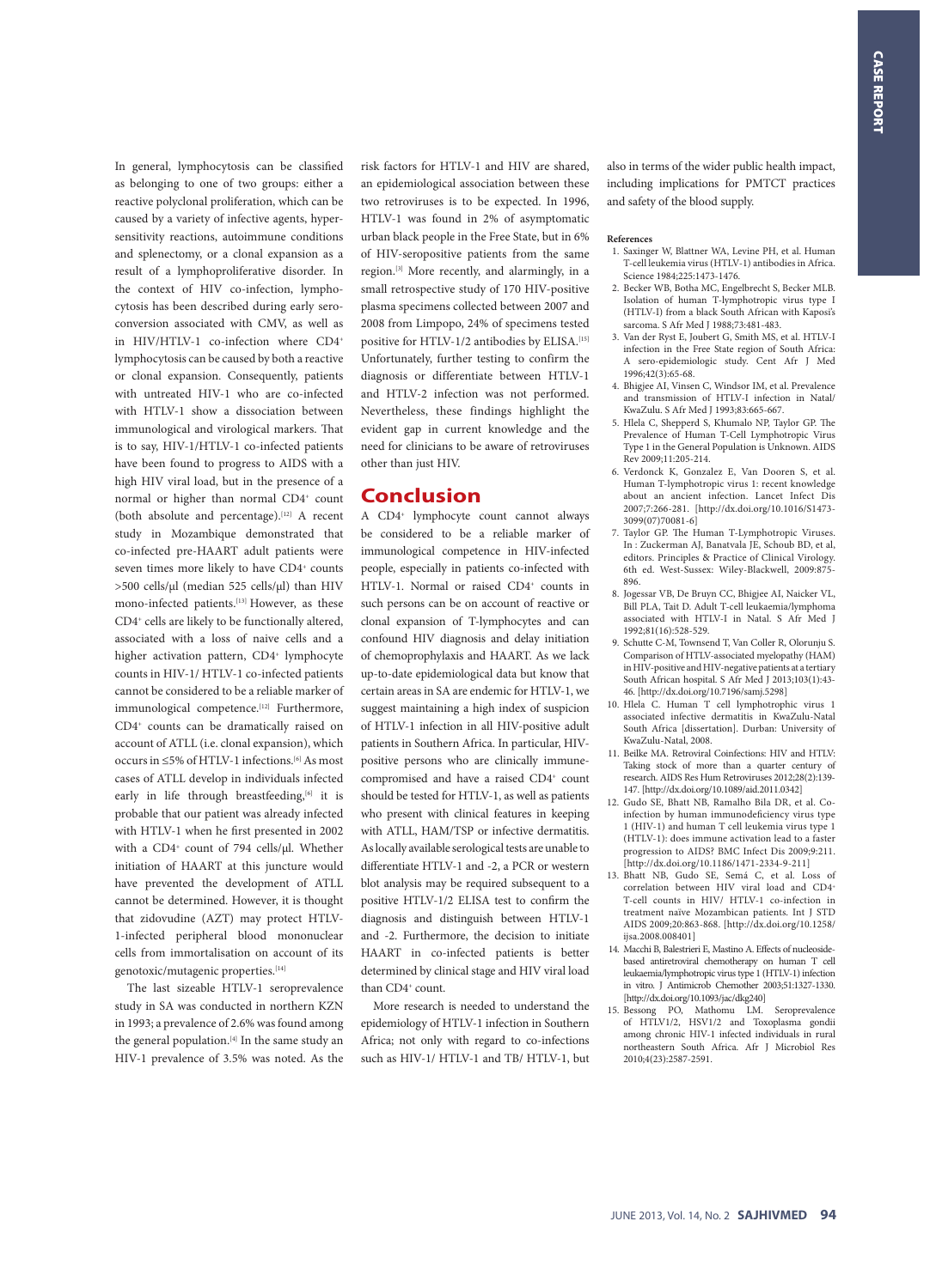In general, lymphocytosis can be classified as belonging to one of two groups: either a reactive polyclonal proliferation, which can be caused by a variety of infective agents, hypersensitivity reactions, autoimmune conditions and splenectomy, or a clonal expansion as a result of a lymphoproliferative disorder. In the context of HIV co-infection, lymphocytosis has been described during early seroconversion associated with CMV, as well as in HIV/HTLV-1 co-infection where $CD4^+$ lymphocytosis can be caused by both a reactive or clonal expansion. Consequently, patients with untreated HIV-1 who are co-infected with HTLV-1 show a dissociation between immunological and virological markers. That is to say, HIV-1/HTLV-1 co-infected patients have been found to progress to AIDS with a high HIV viral load, but in the presence of a normal or higher than normal $CD4^+$ count (both absolute and percentage).[12] A recent study in Mozambique demonstrated that co-infected pre-HAART adult patients were seven times more likely to have $CD4^+$ counts >500 cells/µl (median 525 cells/µl) than HIV mono-infected patients.[13] However, as these $CD4^+$ cells are likely to be functionally altered, associated with a loss of naive cells and a higher activation pattern, $CD4^+$ lymphocyte counts in HIV-1/ HTLV-1 co-infected patients cannot be considered to be a reliable marker of immunological competence.[12] Furthermore, $CD4^+$ counts can be dramatically raised on account of ATLL (i.e. clonal expansion), which occurs in ≤5% of HTLV-1 infections.[6] As most cases of ATLL develop in individuals infected early in life through breastfeeding,[6] it is probable that our patient was already infected with HTLV-1 when he first presented in 2002 with a $CD4^+$ count of 794 cells/µl. Whether initiation of HAART at this juncture would have prevented the development of ATLL cannot be determined. However, it is thought that zidovudine (AZT) may protect HTLV-1-infected peripheral blood mononuclear cells from immortalisation on account of its genotoxic/mutagenic properties.[14]

The last sizeable HTLV-1 seroprevalence study in SA was conducted in northern KZN in 1993; a prevalence of 2.6% was found among the general population.[4] In the same study an HIV-1 prevalence of 3.5% was noted. As the risk factors for HTLV-1 and HIV are shared, an epidemiological association between these two retroviruses is to be expected. In 1996, HTLV-1 was found in 2% of asymptomatic urban black people in the Free State, but in 6% of HIV-seropositive patients from the same region.[3] More recently, and alarmingly, in a small retrospective study of 170 HIV-positive plasma specimens collected between 2007 and 2008 from Limpopo, 24% of specimens tested positive for HTLV-1/2 antibodies by ELISA.[15] Unfortunately, further testing to confirm the diagnosis or differentiate between HTLV-1 and HTLV-2 infection was not performed. Nevertheless, these findings highlight the evident gap in current knowledge and the need for clinicians to be aware of retroviruses other than just HIV.

## Conclusion

A $CD4^+$ lymphocyte count cannot always be considered to be a reliable marker of immunological competence in HIV-infected people, especially in patients co-infected with HTLV-1. Normal or raised $CD4^+$ counts in such persons can be on account of reactive or clonal expansion of T-lymphocytes and can confound HIV diagnosis and delay initiation of chemoprophylaxis and HAART. As we lack up-to-date epidemiological data but know that certain areas in SA are endemic for HTLV-1, we suggest maintaining a high index of suspicion of HTLV-1 infection in all HIV-positive adult patients in Southern Africa. In particular, HIV-positive persons who are clinically immune-compromised and have a raised $CD4^+$ count should be tested for HTLV-1, as well as patients who present with clinical features in keeping with ATLL, HAM/TSP or infective dermatitis. As locally available serological tests are unable to differentiate HTLV-1 and -2, a PCR or western blot analysis may be required subsequent to a positive HTLV-1/2 ELISA test to confirm the diagnosis and distinguish between HTLV-1 and -2. Furthermore, the decision to initiate HAART in co-infected patients is better determined by clinical stage and HIV viral load than $CD4^+$ count.

More research is needed to understand the epidemiology of HTLV-1 infection in Southern Africa; not only with regard to co-infections such as HIV-1/ HTLV-1 and TB/ HTLV-1, but also in terms of the wider public health impact, including implications for PMTCT practices and safety of the blood supply.

### References

1. Saxinger W, Blattner WA, Levine PH, et al. Human T-cell leukemia virus (HTLV-1) antibodies in Africa. Science 1984;225:1473-1476.
2. Becker WB, Botha MC, Engelbrecht S, Becker MLB. Isolation of human T-lymphotropic virus type I (HTLV-I) from a black South African with Kaposi's sarcoma. S Afr Med J 1988;73:481-483.
3. Van der Ryst E, Joubert G, Smith MS, et al. HTLV-I infection in the Free State region of South Africa: A sero-epidemiologic study. Cent Afr J Med 1996;42(3):65-68.
4. Bhigjee AI, Vinsen C, Windsor IM, et al. Prevalence and transmission of HTLV-I infection in Natal/ KwaZulu. S Afr Med J 1993;83:665-667.
5. Hlela C, Shepperd S, Khumalo NP, Taylor GP. The Prevalence of Human T-Cell Lymphotropic Virus Type 1 in the General Population is Unknown. AIDS Rev 2009;11:205-214.
6. Verdonck K, Gonzalez E, Van Dooren S, et al. Human T-lymphotropic virus 1: recent knowledge about an ancient infection. Lancet Infect Dis 2007;7:266-281. [http://dx.doi.org/10.1016/S1473-3099(07)70081-6]
7. Taylor GP. The Human T-Lymphotropic Viruses. In : Zuckerman AJ, Banatvala JE, Schoub BD, et al, editors. Principles & Practice of Clinical Virology. 6th ed. West-Sussex: Wiley-Blackwell, 2009:875-896.
8. Jogessar VB, De Bruyn CC, Bhigjee AI, Naicker VL, Bill PLA, Tait D. Adult T-cell leukaemia/lymphoma associated with HTLV-I in Natal. S Afr Med J 1992;81(16):528-529.
9. Schutte C-M, Townsend T, Van Coller R, Olorunju S. Comparison of HTLV-associated myelopathy (HAM) in HIV-positive and HIV-negative patients at a tertiary South African hospital. S Afr Med J 2013;103(1):43-46. [http://dx.doi.org/10.7196/samj.5298]
10. Hlela C. Human T cell lymphotrophic virus 1 associated infective dermatitis in KwaZulu-Natal South Africa [dissertation]. Durban: University of KwaZulu-Natal, 2008.
11. Beilke MA. Retroviral Coinfections: HIV and HTLV: Taking stock of more than a quarter century of research. AIDS Res Hum Retroviruses 2012;28(2):139-147. [http://dx.doi.org/10.1089/aid.2011.0342]
12. Gudo SE, Bhatt NB, Ramalho Bila DR, et al. Co-infection by human immunodeficiency virus type 1 (HIV-1) and human T cell leukemia virus type 1 (HTLV-1): does immune activation lead to a faster progression to AIDS? BMC Infect Dis 2009;9:211. [http://dx.doi.org/10.1186/1471-2334-9-211]
13. Bhatt NB, Gudo SE, Semá C, et al. Loss of correlation between HIV viral load and $CD4^+$ T-cell counts in HIV/ HTLV-1 co-infection in treatment naïve Mozambican patients. Int J STD AIDS 2009;20:863-868. [http://dx.doi.org/10.1258/ijsa.2008.008401]
14. Macchi B, Balestrieri E, Mastino A. Effects of nucleoside-based antiretroviral chemotherapy on human T cell leukaemia/lymphotropic virus type 1 (HTLV-1) infection in vitro. J Antimicrob Chemother 2003;51:1327-1330. [http://dx.doi.org/10.1093/jac/dkg240]
15. Bessong PO, Mathomu LM. Seroprevalence of HTLV1/2, HSV1/2 and Toxoplasma gondii among chronic HIV-1 infected individuals in rural northeastern South Africa. Afr J Microbiol Res 2010;4(23):2587-2591.